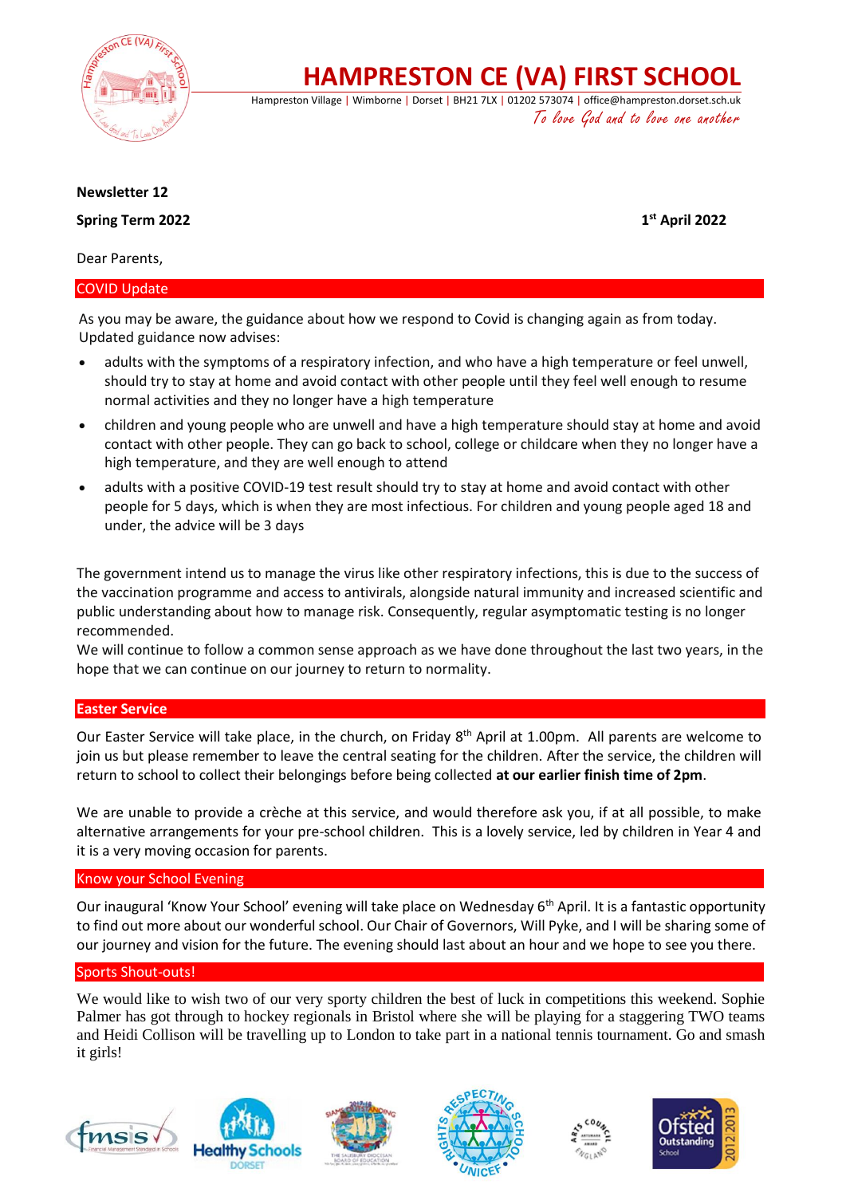# HAMPRESTON CE (VA) FIRST SCHOOL

Hampreston Village | Wimborne | Dorset | BH21 7LX | 01202 573074 | office@hampreston.dorset.sch.uk

*To love God and to love one another*

**Newsletter 12**

**Spring Term 2022** — **1st April 2022**

Dear Parents,

## COVID Update

As you may be aware, the guidance about how we respond to Covid is changing again as from today. Updated guidance now advises:

- adults with the symptoms of a respiratory infection, and who have a high temperature or feel unwell, should try to stay at home and avoid contact with other people until they feel well enough to resume normal activities and they no longer have a high temperature
- children and young people who are unwell and have a high temperature should stay at home and avoid contact with other people. They can go back to school, college or childcare when they no longer have a high temperature, and they are well enough to attend
- adults with a positive COVID-19 test result should try to stay at home and avoid contact with other people for 5 days, which is when they are most infectious. For children and young people aged 18 and under, the advice will be 3 days

The government intend us to manage the virus like other respiratory infections, this is due to the success of the vaccination programme and access to antivirals, alongside natural immunity and increased scientific and public understanding about how to manage risk. Consequently, regular asymptomatic testing is no longer recommended.

We will continue to follow a common sense approach as we have done throughout the last two years, in the hope that we can continue on our journey to return to normality.

## Easter Service

Our Easter Service will take place, in the church, on Friday 8th April at 1.00pm. All parents are welcome to join us but please remember to leave the central seating for the children. After the service, the children will return to school to collect their belongings before being collected **at our earlier finish time of 2pm**.

We are unable to provide a crèche at this service, and would therefore ask you, if at all possible, to make alternative arrangements for your pre-school children. This is a lovely service, led by children in Year 4 and it is a very moving occasion for parents.

## Know your School Evening

Our inaugural 'Know Your School' evening will take place on Wednesday 6th April. It is a fantastic opportunity to find out more about our wonderful school. Our Chair of Governors, Will Pyke, and I will be sharing some of our journey and vision for the future. The evening should last about an hour and we hope to see you there.

## Sports Shout-outs!

We would like to wish two of our very sporty children the best of luck in competitions this weekend. Sophie Palmer has got through to hockey regionals in Bristol where she will be playing for a staggering TWO teams and Heidi Collison will be travelling up to London to take part in a national tennis tournament. Go and smash it girls!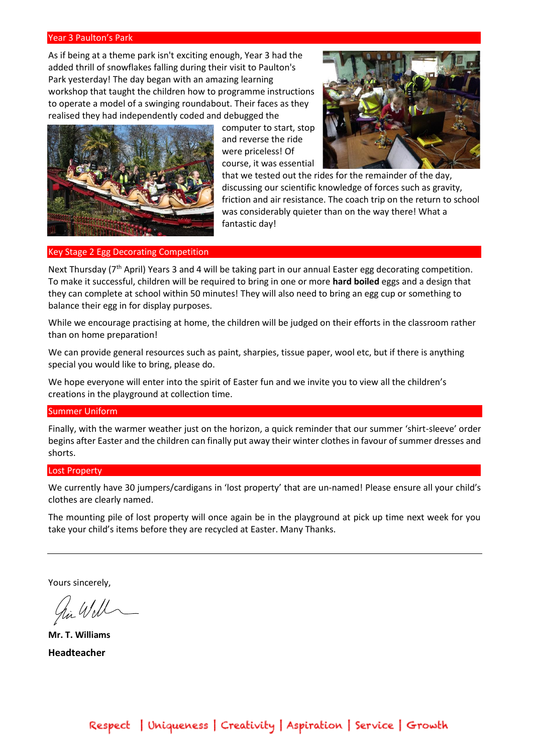## Year 3 Paulton's Park

As if being at a theme park isn't exciting enough, Year 3 had the added thrill of snowflakes falling during their visit to Paulton's Park yesterday! The day began with an amazing learning workshop that taught the children how to programme instructions to operate a model of a swinging roundabout. Their faces as they realised they had independently coded and debugged the computer to start, stop and reverse the ride were priceless! Of course, it was essential that we tested out the rides for the remainder of the day, discussing our scientific knowledge of forces such as gravity, friction and air resistance. The coach trip on the return to school was considerably quieter than on the way there! What a fantastic day!

## Key Stage 2 Egg Decorating Competition

Next Thursday (7th April) Years 3 and 4 will be taking part in our annual Easter egg decorating competition. To make it successful, children will be required to bring in one or more **hard boiled** eggs and a design that they can complete at school within 50 minutes! They will also need to bring an egg cup or something to balance their egg in for display purposes.

While we encourage practising at home, the children will be judged on their efforts in the classroom rather than on home preparation!

We can provide general resources such as paint, sharpies, tissue paper, wool etc, but if there is anything special you would like to bring, please do.

We hope everyone will enter into the spirit of Easter fun and we invite you to view all the children's creations in the playground at collection time.

## Summer Uniform

Finally, with the warmer weather just on the horizon, a quick reminder that our summer 'shirt-sleeve' order begins after Easter and the children can finally put away their winter clothes in favour of summer dresses and shorts.

## Lost Property

We currently have 30 jumpers/cardigans in 'lost property' that are un-named! Please ensure all your child's clothes are clearly named.

The mounting pile of lost property will once again be in the playground at pick up time next week for you take your child's items before they are recycled at Easter. Many Thanks.

---

Yours sincerely,

**Mr. T. Williams**

**Headteacher**

Respect | Uniqueness | Creativity | Aspiration | Service | Growth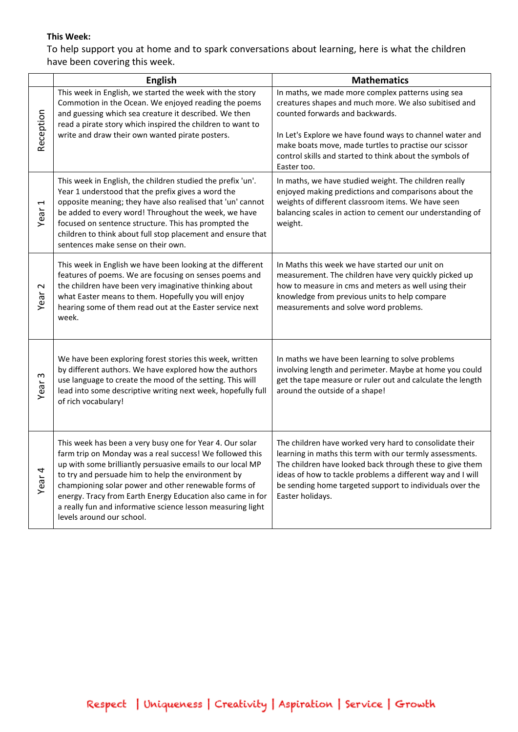**This Week:**

To help support you at home and to spark conversations about learning, here is what the children have been covering this week.

| | English | Mathematics |
|---|---|---|
| Reception | This week in English, we started the week with the story Commotion in the Ocean. We enjoyed reading the poems and guessing which sea creature it described. We then read a pirate story which inspired the children to want to write and draw their own wanted pirate posters. | In maths, we made more complex patterns using sea creatures shapes and much more. We also subitised and counted forwards and backwards.<br><br>In Let's Explore we have found ways to channel water and make boats move, made turtles to practise our scissor control skills and started to think about the symbols of Easter too. |
| Year 1 | This week in English, the children studied the prefix 'un'. Year 1 understood that the prefix gives a word the opposite meaning; they have also realised that 'un' cannot be added to every word! Throughout the week, we have focused on sentence structure. This has prompted the children to think about full stop placement and ensure that sentences make sense on their own. | In maths, we have studied weight. The children really enjoyed making predictions and comparisons about the weights of different classroom items. We have seen balancing scales in action to cement our understanding of weight. |
| Year 2 | This week in English we have been looking at the different features of poems. We are focusing on senses poems and the children have been very imaginative thinking about what Easter means to them. Hopefully you will enjoy hearing some of them read out at the Easter service next week. | In Maths this week we have started our unit on measurement. The children have very quickly picked up how to measure in cms and meters as well using their knowledge from previous units to help compare measurements and solve word problems. |
| Year 3 | We have been exploring forest stories this week, written by different authors. We have explored how the authors use language to create the mood of the setting. This will lead into some descriptive writing next week, hopefully full of rich vocabulary! | In maths we have been learning to solve problems involving length and perimeter. Maybe at home you could get the tape measure or ruler out and calculate the length around the outside of a shape! |
| Year 4 | This week has been a very busy one for Year 4. Our solar farm trip on Monday was a real success! We followed this up with some brilliantly persuasive emails to our local MP to try and persuade him to help the environment by championing solar power and other renewable forms of energy. Tracy from Earth Energy Education also came in for a really fun and informative science lesson measuring light levels around our school. | The children have worked very hard to consolidate their learning in maths this term with our termly assessments. The children have looked back through these to give them ideas of how to tackle problems a different way and I will be sending home targeted support to individuals over the Easter holidays. |

Respect | Uniqueness | Creativity | Aspiration | Service | Growth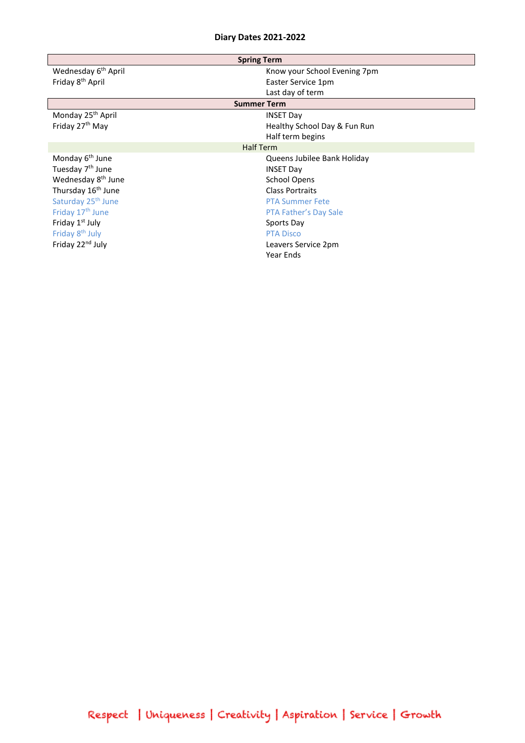**Diary Dates 2021-2022**

| | |
|---|---|
| **Spring Term** | |
| Wednesday 6th April | Know your School Evening 7pm |
| Friday 8th April | Easter Service 1pm |
| | Last day of term |
| **Summer Term** | |
| Monday 25th April | INSET Day |
| Friday 27th May | Healthy School Day & Fun Run |
| | Half term begins |
| Half Term | |
| Monday 6th June | Queens Jubilee Bank Holiday |
| Tuesday 7th June | INSET Day |
| Wednesday 8th June | School Opens |
| Thursday 16th June | Class Portraits |
| Saturday 25th June | PTA Summer Fete |
| Friday 17th June | PTA Father's Day Sale |
| Friday 1st July | Sports Day |
| Friday 8th July | PTA Disco |
| Friday 22nd July | Leavers Service 2pm |
| | Year Ends |

Respect | Uniqueness | Creativity | Aspiration | Service | Growth